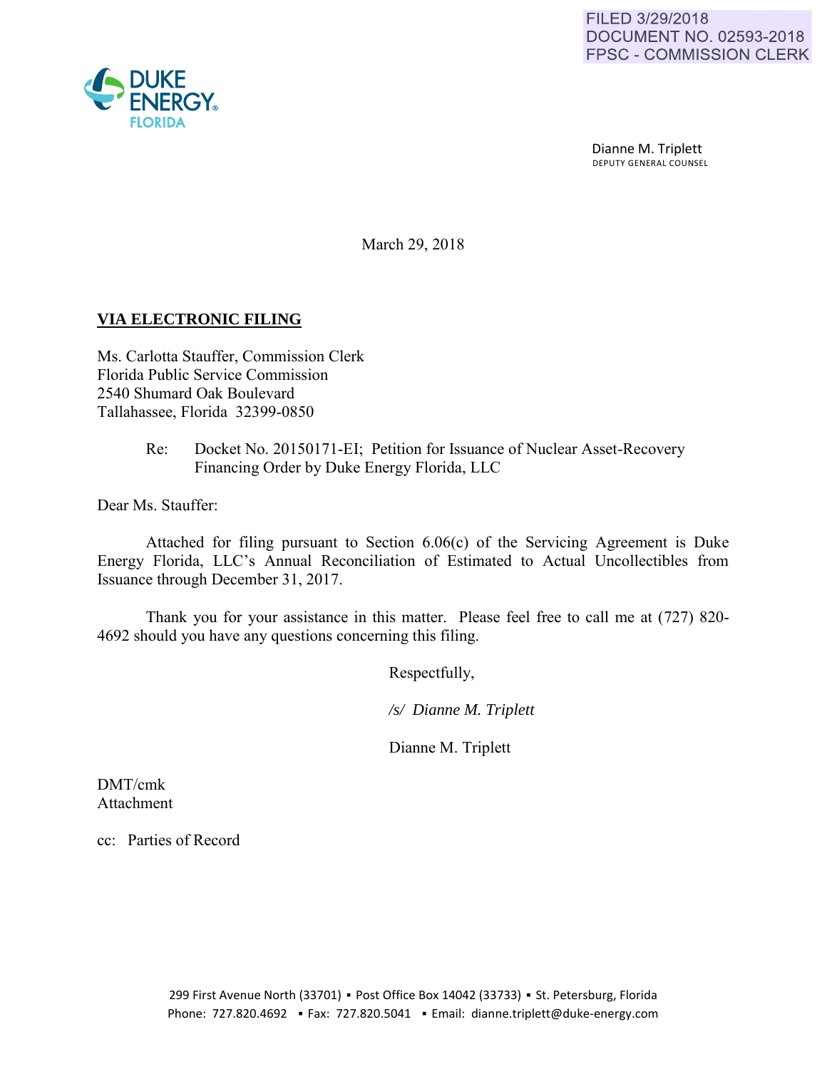FILED 3/29/2018
DOCUMENT NO. 02593-2018
FPSC - COMMISSION CLERK

DUKE ENERGY®
FLORIDA

Dianne M. Triplett
DEPUTY GENERAL COUNSEL

March 29, 2018

**VIA ELECTRONIC FILING**

Ms. Carlotta Stauffer, Commission Clerk
Florida Public Service Commission
2540 Shumard Oak Boulevard
Tallahassee, Florida 32399-0850

Re: Docket No. 20150171-EI; Petition for Issuance of Nuclear Asset-Recovery Financing Order by Duke Energy Florida, LLC

Dear Ms. Stauffer:

Attached for filing pursuant to Section 6.06(c) of the Servicing Agreement is Duke Energy Florida, LLC's Annual Reconciliation of Estimated to Actual Uncollectibles from Issuance through December 31, 2017.

Thank you for your assistance in this matter. Please feel free to call me at (727) 820-4692 should you have any questions concerning this filing.

Respectfully,

*/s/ Dianne M. Triplett*

Dianne M. Triplett

DMT/cmk
Attachment

cc: Parties of Record

299 First Avenue North (33701) ▪ Post Office Box 14042 (33733) ▪ St. Petersburg, Florida
Phone: 727.820.4692 ▪ Fax: 727.820.5041 ▪ Email: dianne.triplett@duke-energy.com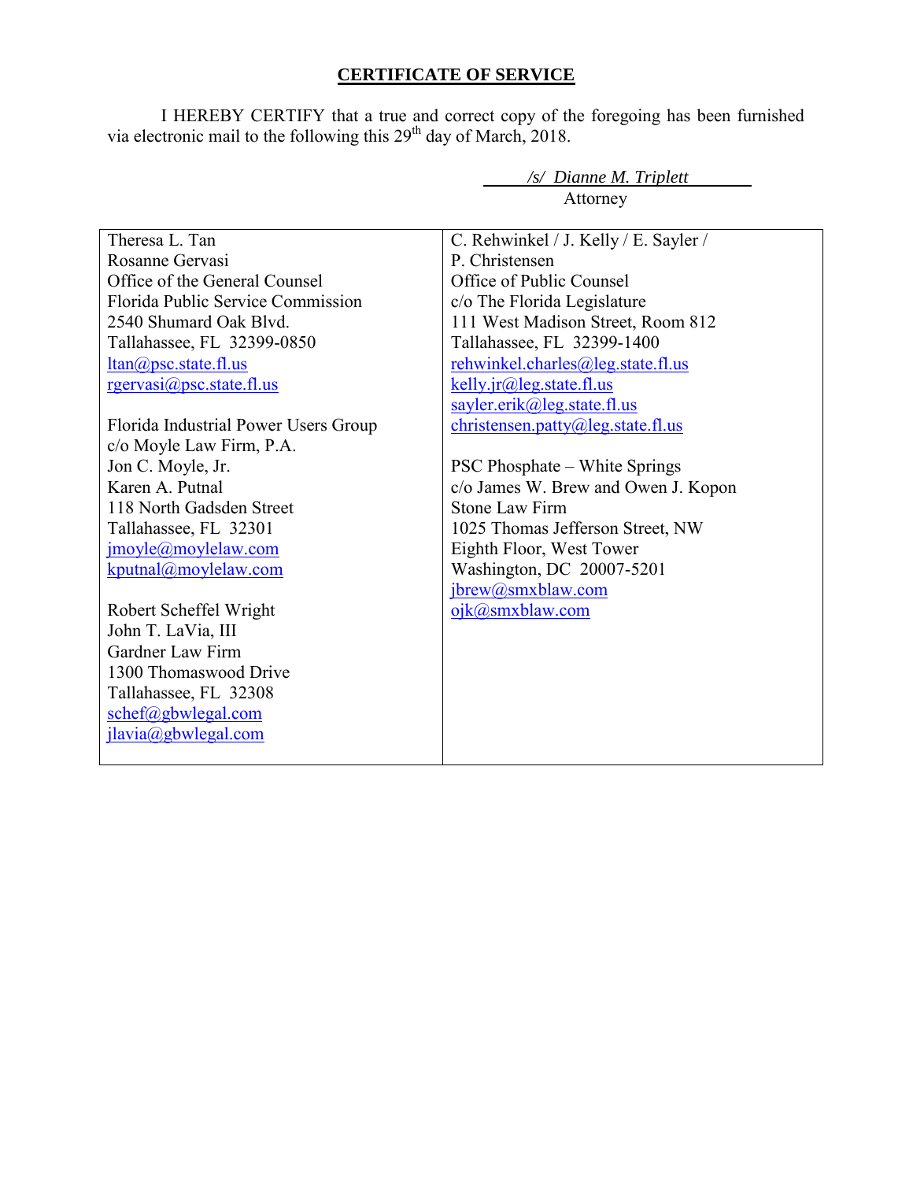## **CERTIFICATE OF SERVICE**

I HEREBY CERTIFY that a true and correct copy of the foregoing has been furnished via electronic mail to the following this 29th day of March, 2018.

*/s/ Dianne M. Triplett*
Attorney

| | |
|---|---|
| Theresa L. Tan<br>Rosanne Gervasi<br>Office of the General Counsel<br>Florida Public Service Commission<br>2540 Shumard Oak Blvd.<br>Tallahassee, FL 32399-0850<br>ltan@psc.state.fl.us<br>rgervasi@psc.state.fl.us<br><br>Florida Industrial Power Users Group<br>c/o Moyle Law Firm, P.A.<br>Jon C. Moyle, Jr.<br>Karen A. Putnal<br>118 North Gadsden Street<br>Tallahassee, FL 32301<br>jmoyle@moylelaw.com<br>kputnal@moylelaw.com<br><br>Robert Scheffel Wright<br>John T. LaVia, III<br>Gardner Law Firm<br>1300 Thomaswood Drive<br>Tallahassee, FL 32308<br>schef@gbwlegal.com<br>jlavia@gbwlegal.com | C. Rehwinkel / J. Kelly / E. Sayler /<br>P. Christensen<br>Office of Public Counsel<br>c/o The Florida Legislature<br>111 West Madison Street, Room 812<br>Tallahassee, FL 32399-1400<br>rehwinkel.charles@leg.state.fl.us<br>kelly.jr@leg.state.fl.us<br>sayler.erik@leg.state.fl.us<br>christensen.patty@leg.state.fl.us<br><br>PSC Phosphate – White Springs<br>c/o James W. Brew and Owen J. Kopon<br>Stone Law Firm<br>1025 Thomas Jefferson Street, NW<br>Eighth Floor, West Tower<br>Washington, DC 20007-5201<br>jbrew@smxblaw.com<br>ojk@smxblaw.com |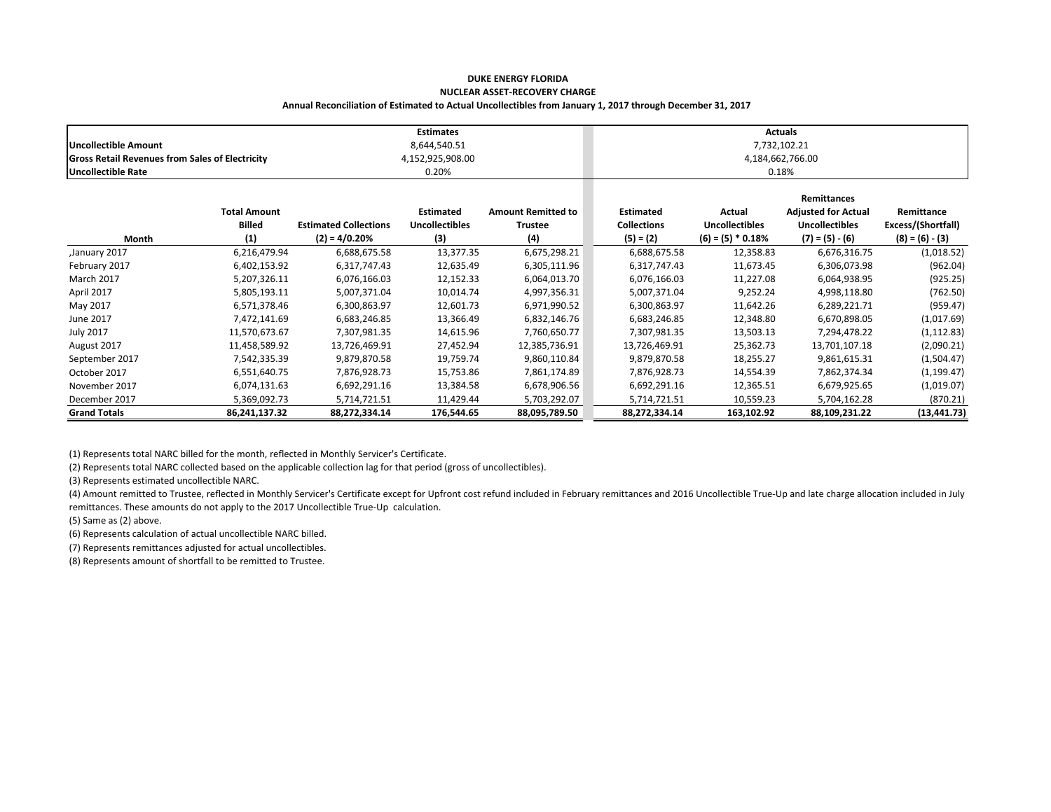**DUKE ENERGY FLORIDA**

**NUCLEAR ASSET-RECOVERY CHARGE**

**Annual Reconciliation of Estimated to Actual Uncollectibles from January 1, 2017 through December 31, 2017**

| | Estimates | Actuals |
|---|---|---|
| **Uncollectible Amount** | 8,644,540.51 | 7,732,102.21 |
| **Gross Retail Revenues from Sales of Electricity** | 4,152,925,908.00 | 4,184,662,766.00 |
| **Uncollectible Rate** | 0.20% | 0.18% |

| Month | Total Amount Billed (1) | Estimated Collections (2) = 4/0.20% | Estimated Uncollectibles (3) | Amount Remitted to Trustee (4) | Estimated Collections (5) = (2) | Actual Uncollectibles (6) = (5) * 0.18% | Remittances Adjusted for Actual Uncollectibles (7) = (5) - (6) | Remittance Excess/(Shortfall) (8) = (6) - (3) |
|---|---|---|---|---|---|---|---|---|
| ,January 2017 | 6,216,479.94 | 6,688,675.58 | 13,377.35 | 6,675,298.21 | 6,688,675.58 | 12,358.83 | 6,676,316.75 | (1,018.52) |
| February 2017 | 6,402,153.92 | 6,317,747.43 | 12,635.49 | 6,305,111.96 | 6,317,747.43 | 11,673.45 | 6,306,073.98 | (962.04) |
| March 2017 | 5,207,326.11 | 6,076,166.03 | 12,152.33 | 6,064,013.70 | 6,076,166.03 | 11,227.08 | 6,064,938.95 | (925.25) |
| April 2017 | 5,805,193.11 | 5,007,371.04 | 10,014.74 | 4,997,356.31 | 5,007,371.04 | 9,252.24 | 4,998,118.80 | (762.50) |
| May 2017 | 6,571,378.46 | 6,300,863.97 | 12,601.73 | 6,971,990.52 | 6,300,863.97 | 11,642.26 | 6,289,221.71 | (959.47) |
| June 2017 | 7,472,141.69 | 6,683,246.85 | 13,366.49 | 6,832,146.76 | 6,683,246.85 | 12,348.80 | 6,670,898.05 | (1,017.69) |
| July 2017 | 11,570,673.67 | 7,307,981.35 | 14,615.96 | 7,760,650.77 | 7,307,981.35 | 13,503.13 | 7,294,478.22 | (1,112.83) |
| August 2017 | 11,458,589.92 | 13,726,469.91 | 27,452.94 | 12,385,736.91 | 13,726,469.91 | 25,362.73 | 13,701,107.18 | (2,090.21) |
| September 2017 | 7,542,335.39 | 9,879,870.58 | 19,759.74 | 9,860,110.84 | 9,879,870.58 | 18,255.27 | 9,861,615.31 | (1,504.47) |
| October 2017 | 6,551,640.75 | 7,876,928.73 | 15,753.86 | 7,861,174.89 | 7,876,928.73 | 14,554.39 | 7,862,374.34 | (1,199.47) |
| November 2017 | 6,074,131.63 | 6,692,291.16 | 13,384.58 | 6,678,906.56 | 6,692,291.16 | 12,365.51 | 6,679,925.65 | (1,019.07) |
| December 2017 | 5,369,092.73 | 5,714,721.51 | 11,429.44 | 5,703,292.07 | 5,714,721.51 | 10,559.23 | 5,704,162.28 | (870.21) |
| **Grand Totals** | **86,241,137.32** | **88,272,334.14** | **176,544.65** | **88,095,789.50** | **88,272,334.14** | **163,102.92** | **88,109,231.22** | **(13,441.73)** |

(1) Represents total NARC billed for the month, reflected in Monthly Servicer's Certificate.

(2) Represents total NARC collected based on the applicable collection lag for that period (gross of uncollectibles).

(3) Represents estimated uncollectible NARC.

(4) Amount remitted to Trustee, reflected in Monthly Servicer's Certificate except for Upfront cost refund included in February remittances and 2016 Uncollectible True-Up and late charge allocation included in July remittances. These amounts do not apply to the 2017 Uncollectible True-Up calculation.

(5) Same as (2) above.

(6) Represents calculation of actual uncollectible NARC billed.

(7) Represents remittances adjusted for actual uncollectibles.

(8) Represents amount of shortfall to be remitted to Trustee.